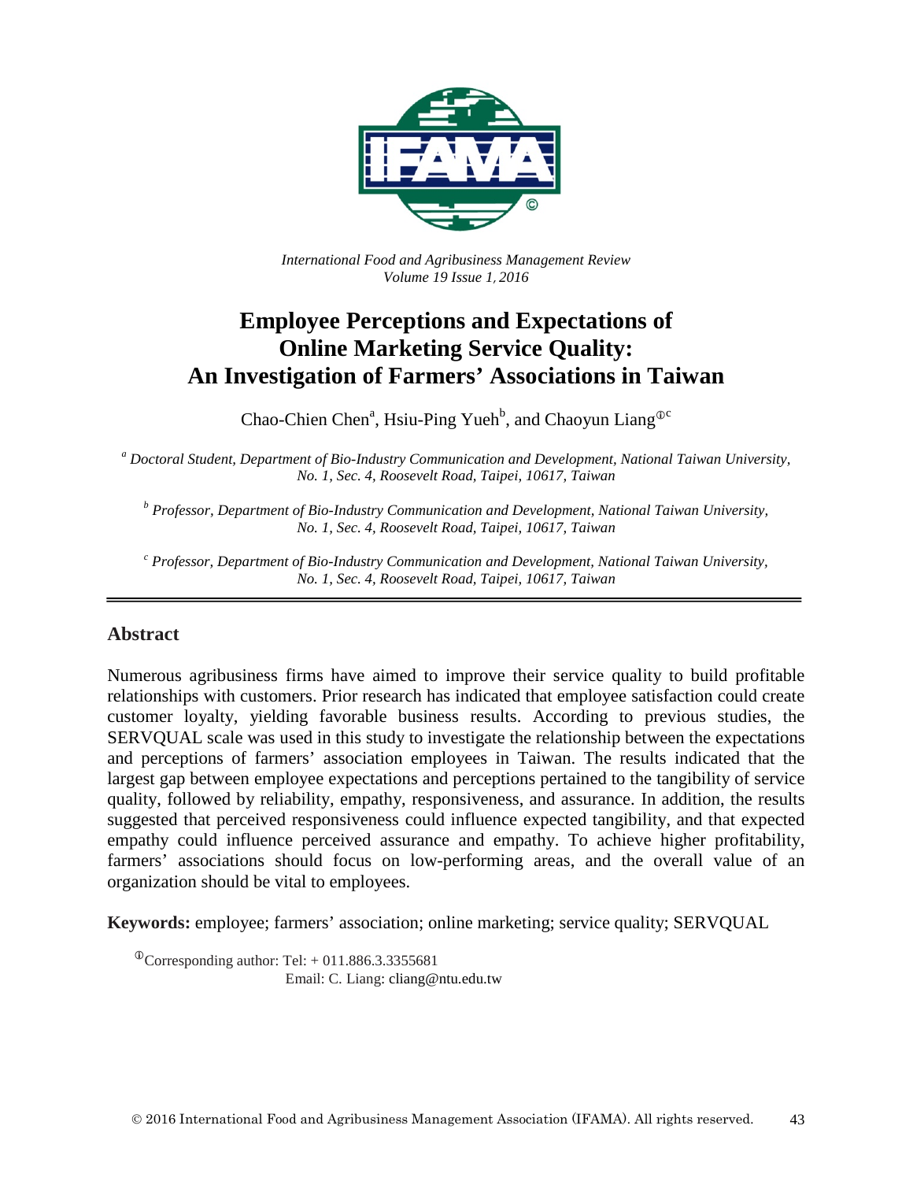*International Food and Agribusiness Management Review*
*Volume 19 Issue 1, 2016*

# Employee Perceptions and Expectations of Online Marketing Service Quality: An Investigation of Farmers' Associations in Taiwan

Chao-Chien Chen[a], Hsiu-Ping Yueh[b], and Chaoyun Liang[ⓣc]

[a] *Doctoral Student, Department of Bio-Industry Communication and Development, National Taiwan University, No. 1, Sec. 4, Roosevelt Road, Taipei, 10617, Taiwan*

[b] *Professor, Department of Bio-Industry Communication and Development, National Taiwan University, No. 1, Sec. 4, Roosevelt Road, Taipei, 10617, Taiwan*

[c] *Professor, Department of Bio-Industry Communication and Development, National Taiwan University, No. 1, Sec. 4, Roosevelt Road, Taipei, 10617, Taiwan*

---

## Abstract

Numerous agribusiness firms have aimed to improve their service quality to build profitable relationships with customers. Prior research has indicated that employee satisfaction could create customer loyalty, yielding favorable business results. According to previous studies, the SERVQUAL scale was used in this study to investigate the relationship between the expectations and perceptions of farmers' association employees in Taiwan. The results indicated that the largest gap between employee expectations and perceptions pertained to the tangibility of service quality, followed by reliability, empathy, responsiveness, and assurance. In addition, the results suggested that perceived responsiveness could influence expected tangibility, and that expected empathy could influence perceived assurance and empathy. To achieve higher profitability, farmers' associations should focus on low-performing areas, and the overall value of an organization should be vital to employees.

**Keywords:** employee; farmers' association; online marketing; service quality; SERVQUAL

ⓣCorresponding author: Tel: + 011.886.3.3355681
Email: C. Liang: cliang@ntu.edu.tw

© 2016 International Food and Agribusiness Management Association (IFAMA). All rights reserved.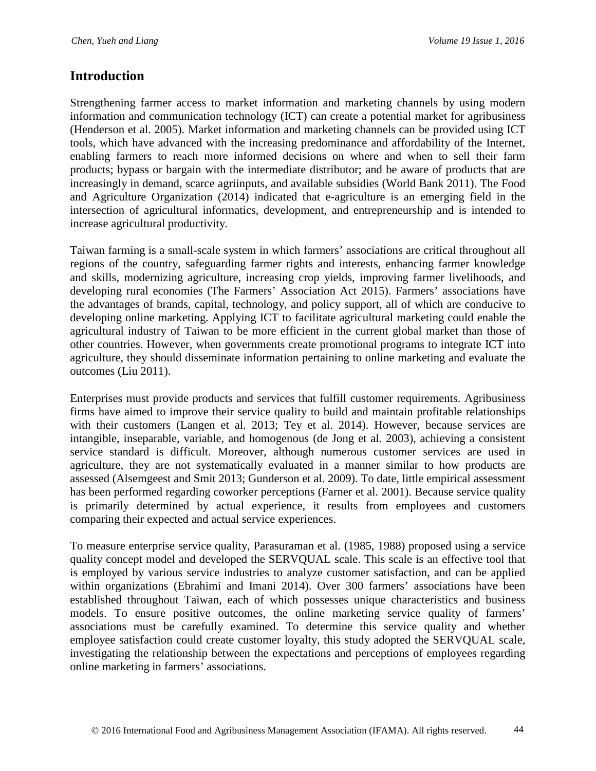## Introduction

Strengthening farmer access to market information and marketing channels by using modern information and communication technology (ICT) can create a potential market for agribusiness (Henderson et al. 2005). Market information and marketing channels can be provided using ICT tools, which have advanced with the increasing predominance and affordability of the Internet, enabling farmers to reach more informed decisions on where and when to sell their farm products; bypass or bargain with the intermediate distributor; and be aware of products that are increasingly in demand, scarce agriinputs, and available subsidies (World Bank 2011). The Food and Agriculture Organization (2014) indicated that e-agriculture is an emerging field in the intersection of agricultural informatics, development, and entrepreneurship and is intended to increase agricultural productivity.

Taiwan farming is a small-scale system in which farmers' associations are critical throughout all regions of the country, safeguarding farmer rights and interests, enhancing farmer knowledge and skills, modernizing agriculture, increasing crop yields, improving farmer livelihoods, and developing rural economies (The Farmers' Association Act 2015). Farmers' associations have the advantages of brands, capital, technology, and policy support, all of which are conducive to developing online marketing. Applying ICT to facilitate agricultural marketing could enable the agricultural industry of Taiwan to be more efficient in the current global market than those of other countries. However, when governments create promotional programs to integrate ICT into agriculture, they should disseminate information pertaining to online marketing and evaluate the outcomes (Liu 2011).

Enterprises must provide products and services that fulfill customer requirements. Agribusiness firms have aimed to improve their service quality to build and maintain profitable relationships with their customers (Langen et al. 2013; Tey et al. 2014). However, because services are intangible, inseparable, variable, and homogenous (de Jong et al. 2003), achieving a consistent service standard is difficult. Moreover, although numerous customer services are used in agriculture, they are not systematically evaluated in a manner similar to how products are assessed (Alsemgeest and Smit 2013; Gunderson et al. 2009). To date, little empirical assessment has been performed regarding coworker perceptions (Farner et al. 2001). Because service quality is primarily determined by actual experience, it results from employees and customers comparing their expected and actual service experiences.

To measure enterprise service quality, Parasuraman et al. (1985, 1988) proposed using a service quality concept model and developed the SERVQUAL scale. This scale is an effective tool that is employed by various service industries to analyze customer satisfaction, and can be applied within organizations (Ebrahimi and Imani 2014). Over 300 farmers' associations have been established throughout Taiwan, each of which possesses unique characteristics and business models. To ensure positive outcomes, the online marketing service quality of farmers' associations must be carefully examined. To determine this service quality and whether employee satisfaction could create customer loyalty, this study adopted the SERVQUAL scale, investigating the relationship between the expectations and perceptions of employees regarding online marketing in farmers' associations.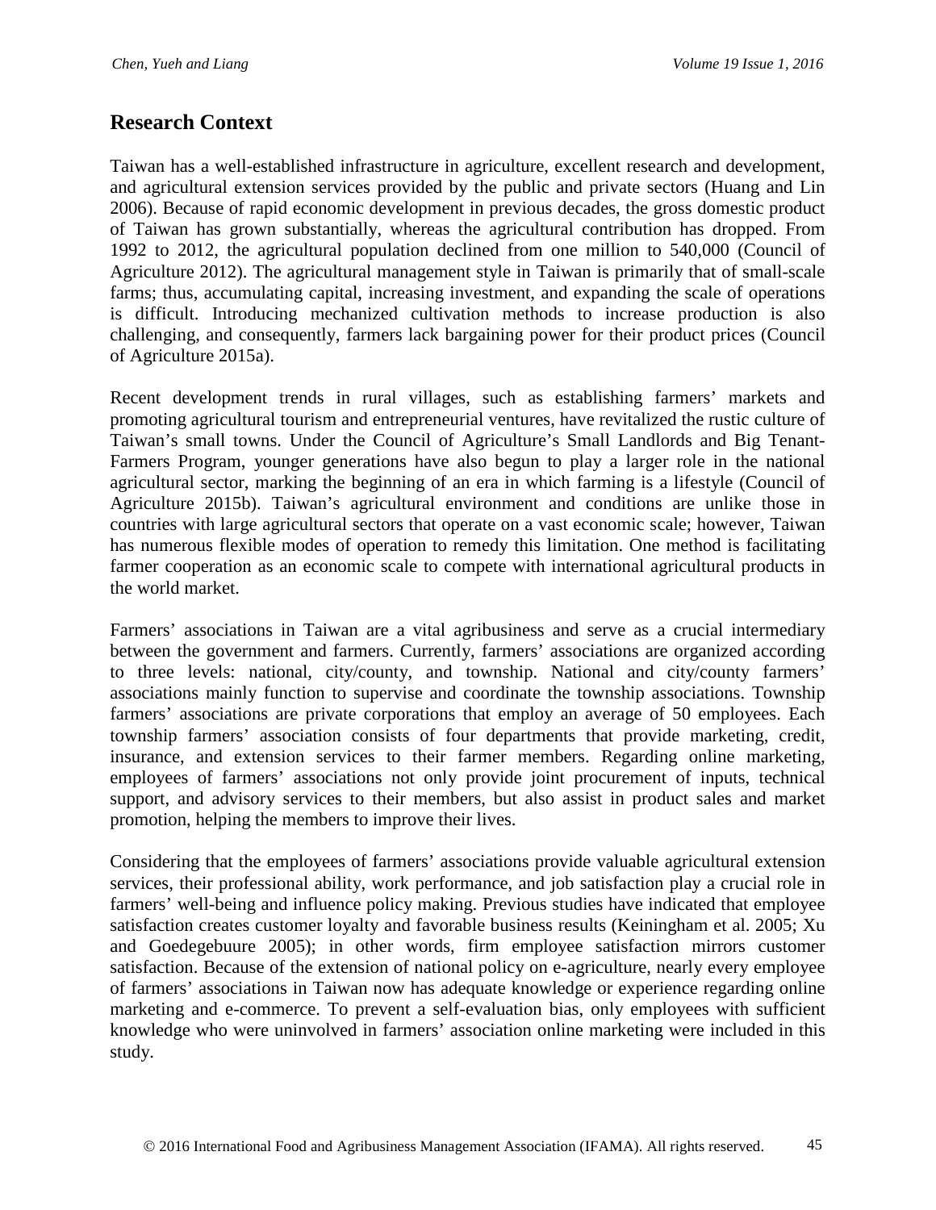## Research Context

Taiwan has a well-established infrastructure in agriculture, excellent research and development, and agricultural extension services provided by the public and private sectors (Huang and Lin 2006). Because of rapid economic development in previous decades, the gross domestic product of Taiwan has grown substantially, whereas the agricultural contribution has dropped. From 1992 to 2012, the agricultural population declined from one million to 540,000 (Council of Agriculture 2012). The agricultural management style in Taiwan is primarily that of small-scale farms; thus, accumulating capital, increasing investment, and expanding the scale of operations is difficult. Introducing mechanized cultivation methods to increase production is also challenging, and consequently, farmers lack bargaining power for their product prices (Council of Agriculture 2015a).

Recent development trends in rural villages, such as establishing farmers' markets and promoting agricultural tourism and entrepreneurial ventures, have revitalized the rustic culture of Taiwan's small towns. Under the Council of Agriculture's Small Landlords and Big Tenant-Farmers Program, younger generations have also begun to play a larger role in the national agricultural sector, marking the beginning of an era in which farming is a lifestyle (Council of Agriculture 2015b). Taiwan's agricultural environment and conditions are unlike those in countries with large agricultural sectors that operate on a vast economic scale; however, Taiwan has numerous flexible modes of operation to remedy this limitation. One method is facilitating farmer cooperation as an economic scale to compete with international agricultural products in the world market.

Farmers' associations in Taiwan are a vital agribusiness and serve as a crucial intermediary between the government and farmers. Currently, farmers' associations are organized according to three levels: national, city/county, and township. National and city/county farmers' associations mainly function to supervise and coordinate the township associations. Township farmers' associations are private corporations that employ an average of 50 employees. Each township farmers' association consists of four departments that provide marketing, credit, insurance, and extension services to their farmer members. Regarding online marketing, employees of farmers' associations not only provide joint procurement of inputs, technical support, and advisory services to their members, but also assist in product sales and market promotion, helping the members to improve their lives.

Considering that the employees of farmers' associations provide valuable agricultural extension services, their professional ability, work performance, and job satisfaction play a crucial role in farmers' well-being and influence policy making. Previous studies have indicated that employee satisfaction creates customer loyalty and favorable business results (Keiningham et al. 2005; Xu and Goedegebuure 2005); in other words, firm employee satisfaction mirrors customer satisfaction. Because of the extension of national policy on e-agriculture, nearly every employee of farmers' associations in Taiwan now has adequate knowledge or experience regarding online marketing and e-commerce. To prevent a self-evaluation bias, only employees with sufficient knowledge who were uninvolved in farmers' association online marketing were included in this study.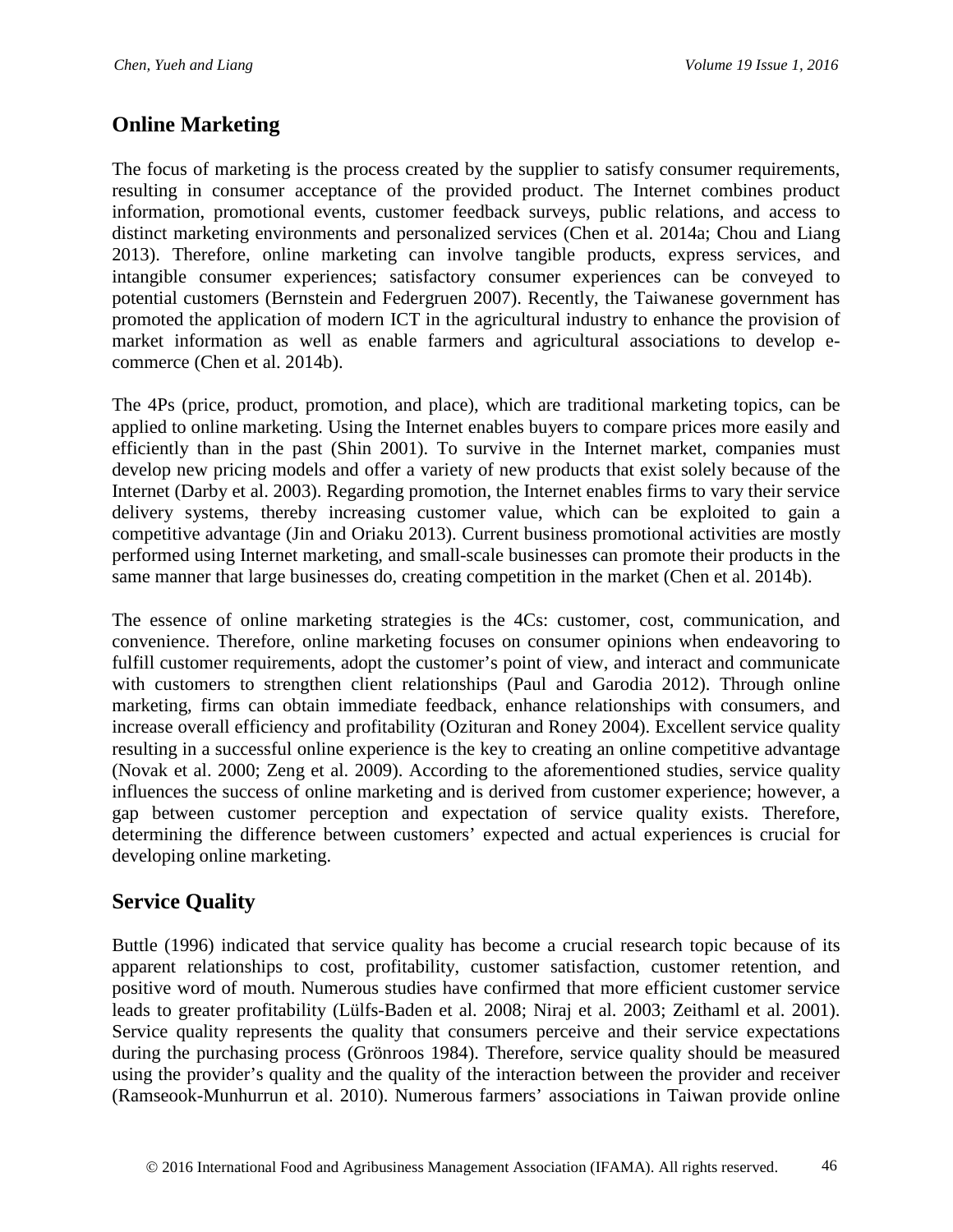## Online Marketing

The focus of marketing is the process created by the supplier to satisfy consumer requirements, resulting in consumer acceptance of the provided product. The Internet combines product information, promotional events, customer feedback surveys, public relations, and access to distinct marketing environments and personalized services (Chen et al. 2014a; Chou and Liang 2013). Therefore, online marketing can involve tangible products, express services, and intangible consumer experiences; satisfactory consumer experiences can be conveyed to potential customers (Bernstein and Federgruen 2007). Recently, the Taiwanese government has promoted the application of modern ICT in the agricultural industry to enhance the provision of market information as well as enable farmers and agricultural associations to develop e-commerce (Chen et al. 2014b).

The 4Ps (price, product, promotion, and place), which are traditional marketing topics, can be applied to online marketing. Using the Internet enables buyers to compare prices more easily and efficiently than in the past (Shin 2001). To survive in the Internet market, companies must develop new pricing models and offer a variety of new products that exist solely because of the Internet (Darby et al. 2003). Regarding promotion, the Internet enables firms to vary their service delivery systems, thereby increasing customer value, which can be exploited to gain a competitive advantage (Jin and Oriaku 2013). Current business promotional activities are mostly performed using Internet marketing, and small-scale businesses can promote their products in the same manner that large businesses do, creating competition in the market (Chen et al. 2014b).

The essence of online marketing strategies is the 4Cs: customer, cost, communication, and convenience. Therefore, online marketing focuses on consumer opinions when endeavoring to fulfill customer requirements, adopt the customer's point of view, and interact and communicate with customers to strengthen client relationships (Paul and Garodia 2012). Through online marketing, firms can obtain immediate feedback, enhance relationships with consumers, and increase overall efficiency and profitability (Ozituran and Roney 2004). Excellent service quality resulting in a successful online experience is the key to creating an online competitive advantage (Novak et al. 2000; Zeng et al. 2009). According to the aforementioned studies, service quality influences the success of online marketing and is derived from customer experience; however, a gap between customer perception and expectation of service quality exists. Therefore, determining the difference between customers' expected and actual experiences is crucial for developing online marketing.

## Service Quality

Buttle (1996) indicated that service quality has become a crucial research topic because of its apparent relationships to cost, profitability, customer satisfaction, customer retention, and positive word of mouth. Numerous studies have confirmed that more efficient customer service leads to greater profitability (Lülfs-Baden et al. 2008; Niraj et al. 2003; Zeithaml et al. 2001). Service quality represents the quality that consumers perceive and their service expectations during the purchasing process (Grönroos 1984). Therefore, service quality should be measured using the provider's quality and the quality of the interaction between the provider and receiver (Ramseook-Munhurrun et al. 2010). Numerous farmers' associations in Taiwan provide online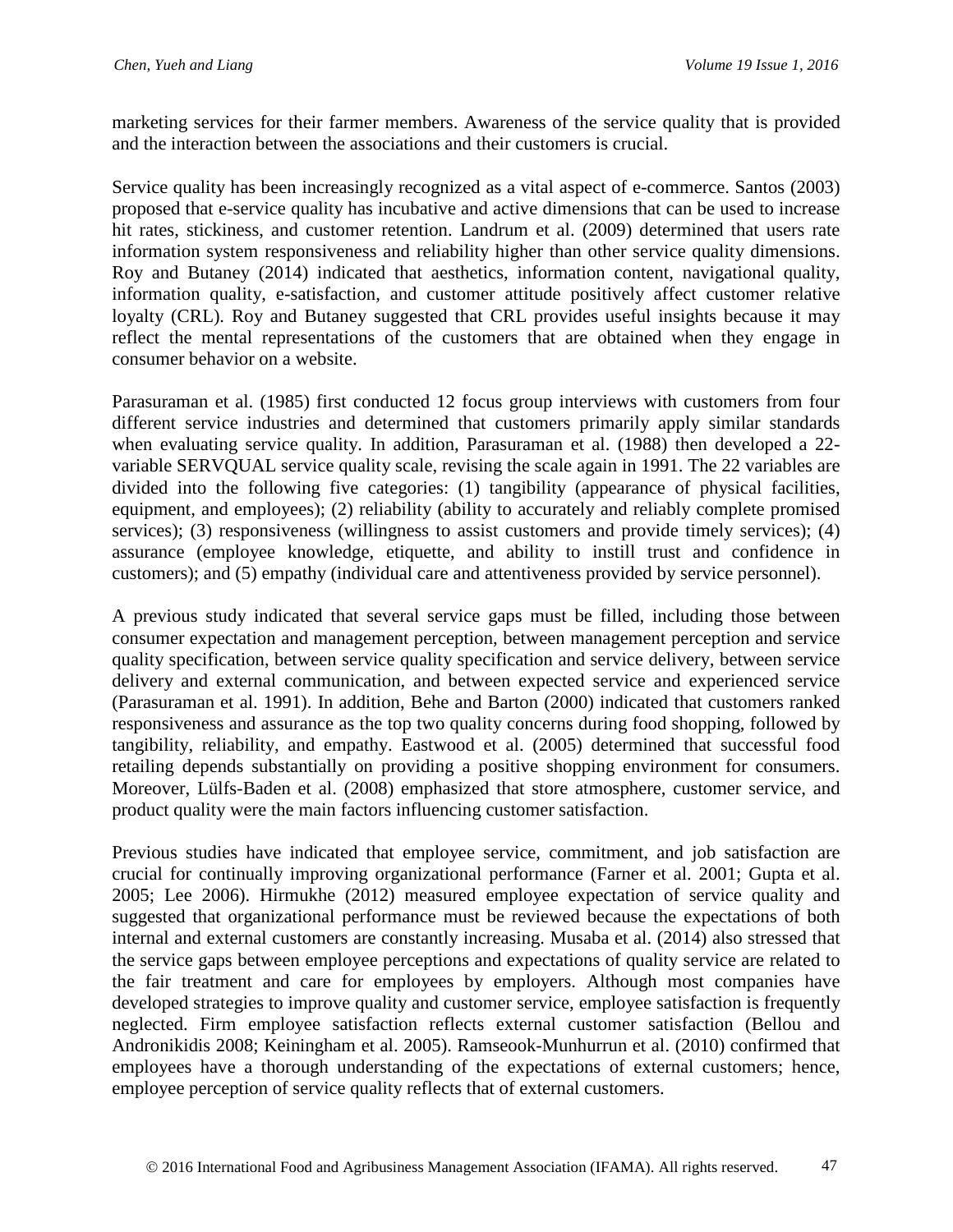marketing services for their farmer members. Awareness of the service quality that is provided and the interaction between the associations and their customers is crucial.

Service quality has been increasingly recognized as a vital aspect of e-commerce. Santos (2003) proposed that e-service quality has incubative and active dimensions that can be used to increase hit rates, stickiness, and customer retention. Landrum et al. (2009) determined that users rate information system responsiveness and reliability higher than other service quality dimensions. Roy and Butaney (2014) indicated that aesthetics, information content, navigational quality, information quality, e-satisfaction, and customer attitude positively affect customer relative loyalty (CRL). Roy and Butaney suggested that CRL provides useful insights because it may reflect the mental representations of the customers that are obtained when they engage in consumer behavior on a website.

Parasuraman et al. (1985) first conducted 12 focus group interviews with customers from four different service industries and determined that customers primarily apply similar standards when evaluating service quality. In addition, Parasuraman et al. (1988) then developed a 22-variable SERVQUAL service quality scale, revising the scale again in 1991. The 22 variables are divided into the following five categories: (1) tangibility (appearance of physical facilities, equipment, and employees); (2) reliability (ability to accurately and reliably complete promised services); (3) responsiveness (willingness to assist customers and provide timely services); (4) assurance (employee knowledge, etiquette, and ability to instill trust and confidence in customers); and (5) empathy (individual care and attentiveness provided by service personnel).

A previous study indicated that several service gaps must be filled, including those between consumer expectation and management perception, between management perception and service quality specification, between service quality specification and service delivery, between service delivery and external communication, and between expected service and experienced service (Parasuraman et al. 1991). In addition, Behe and Barton (2000) indicated that customers ranked responsiveness and assurance as the top two quality concerns during food shopping, followed by tangibility, reliability, and empathy. Eastwood et al. (2005) determined that successful food retailing depends substantially on providing a positive shopping environment for consumers. Moreover, Lülfs-Baden et al. (2008) emphasized that store atmosphere, customer service, and product quality were the main factors influencing customer satisfaction.

Previous studies have indicated that employee service, commitment, and job satisfaction are crucial for continually improving organizational performance (Farner et al. 2001; Gupta et al. 2005; Lee 2006). Hirmukhe (2012) measured employee expectation of service quality and suggested that organizational performance must be reviewed because the expectations of both internal and external customers are constantly increasing. Musaba et al. (2014) also stressed that the service gaps between employee perceptions and expectations of quality service are related to the fair treatment and care for employees by employers. Although most companies have developed strategies to improve quality and customer service, employee satisfaction is frequently neglected. Firm employee satisfaction reflects external customer satisfaction (Bellou and Andronikidis 2008; Keiningham et al. 2005). Ramseook-Munhurrun et al. (2010) confirmed that employees have a thorough understanding of the expectations of external customers; hence, employee perception of service quality reflects that of external customers.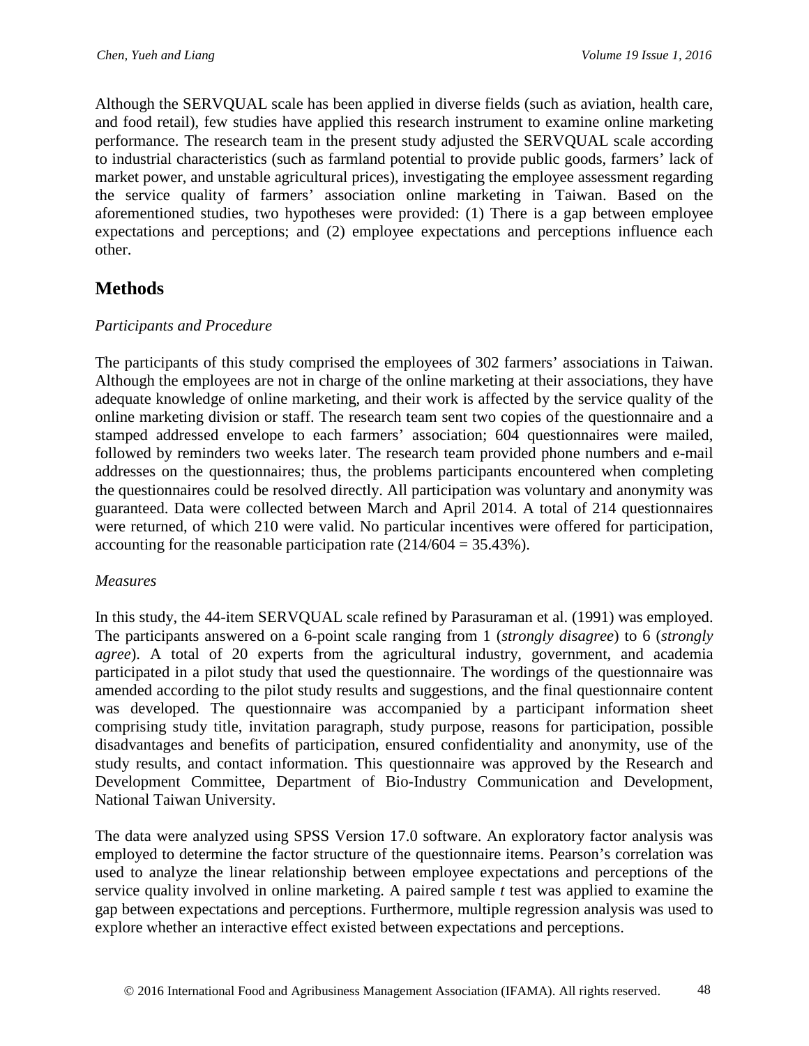Although the SERVQUAL scale has been applied in diverse fields (such as aviation, health care, and food retail), few studies have applied this research instrument to examine online marketing performance. The research team in the present study adjusted the SERVQUAL scale according to industrial characteristics (such as farmland potential to provide public goods, farmers' lack of market power, and unstable agricultural prices), investigating the employee assessment regarding the service quality of farmers' association online marketing in Taiwan. Based on the aforementioned studies, two hypotheses were provided: (1) There is a gap between employee expectations and perceptions; and (2) employee expectations and perceptions influence each other.

## Methods

*Participants and Procedure*

The participants of this study comprised the employees of 302 farmers' associations in Taiwan. Although the employees are not in charge of the online marketing at their associations, they have adequate knowledge of online marketing, and their work is affected by the service quality of the online marketing division or staff. The research team sent two copies of the questionnaire and a stamped addressed envelope to each farmers' association; 604 questionnaires were mailed, followed by reminders two weeks later. The research team provided phone numbers and e-mail addresses on the questionnaires; thus, the problems participants encountered when completing the questionnaires could be resolved directly. All participation was voluntary and anonymity was guaranteed. Data were collected between March and April 2014. A total of 214 questionnaires were returned, of which 210 were valid. No particular incentives were offered for participation, accounting for the reasonable participation rate (214/604 = 35.43%).

*Measures*

In this study, the 44-item SERVQUAL scale refined by Parasuraman et al. (1991) was employed. The participants answered on a 6-point scale ranging from 1 (*strongly disagree*) to 6 (*strongly agree*). A total of 20 experts from the agricultural industry, government, and academia participated in a pilot study that used the questionnaire. The wordings of the questionnaire was amended according to the pilot study results and suggestions, and the final questionnaire content was developed. The questionnaire was accompanied by a participant information sheet comprising study title, invitation paragraph, study purpose, reasons for participation, possible disadvantages and benefits of participation, ensured confidentiality and anonymity, use of the study results, and contact information. This questionnaire was approved by the Research and Development Committee, Department of Bio-Industry Communication and Development, National Taiwan University.

The data were analyzed using SPSS Version 17.0 software. An exploratory factor analysis was employed to determine the factor structure of the questionnaire items. Pearson's correlation was used to analyze the linear relationship between employee expectations and perceptions of the service quality involved in online marketing. A paired sample $t$ test was applied to examine the gap between expectations and perceptions. Furthermore, multiple regression analysis was used to explore whether an interactive effect existed between expectations and perceptions.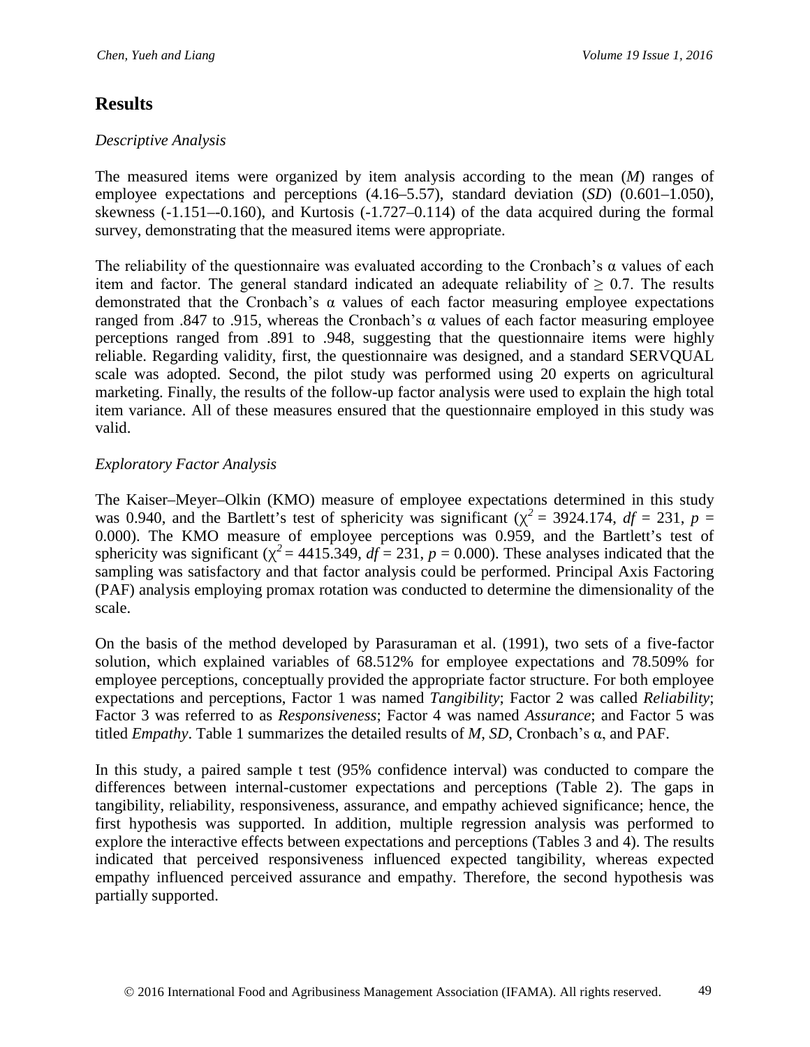## Results

### *Descriptive Analysis*

The measured items were organized by item analysis according to the mean (*M*) ranges of employee expectations and perceptions (4.16–5.57), standard deviation (*SD*) (0.601–1.050), skewness (-1.151–-0.160), and Kurtosis (-1.727–0.114) of the data acquired during the formal survey, demonstrating that the measured items were appropriate.

The reliability of the questionnaire was evaluated according to the Cronbach's α values of each item and factor. The general standard indicated an adequate reliability of ≥ 0.7. The results demonstrated that the Cronbach's α values of each factor measuring employee expectations ranged from .847 to .915, whereas the Cronbach's α values of each factor measuring employee perceptions ranged from .891 to .948, suggesting that the questionnaire items were highly reliable. Regarding validity, first, the questionnaire was designed, and a standard SERVQUAL scale was adopted. Second, the pilot study was performed using 20 experts on agricultural marketing. Finally, the results of the follow-up factor analysis were used to explain the high total item variance. All of these measures ensured that the questionnaire employed in this study was valid.

### *Exploratory Factor Analysis*

The Kaiser–Meyer–Olkin (KMO) measure of employee expectations determined in this study was 0.940, and the Bartlett's test of sphericity was significant ($\chi^2$ = 3924.174, $df$ = 231, $p$ = 0.000). The KMO measure of employee perceptions was 0.959, and the Bartlett's test of sphericity was significant ($\chi^2$ = 4415.349, $df$ = 231, $p$ = 0.000). These analyses indicated that the sampling was satisfactory and that factor analysis could be performed. Principal Axis Factoring (PAF) analysis employing promax rotation was conducted to determine the dimensionality of the scale.

On the basis of the method developed by Parasuraman et al. (1991), two sets of a five-factor solution, which explained variables of 68.512% for employee expectations and 78.509% for employee perceptions, conceptually provided the appropriate factor structure. For both employee expectations and perceptions, Factor 1 was named *Tangibility*; Factor 2 was called *Reliability*; Factor 3 was referred to as *Responsiveness*; Factor 4 was named *Assurance*; and Factor 5 was titled *Empathy*. Table 1 summarizes the detailed results of *M*, *SD*, Cronbach's α, and PAF.

In this study, a paired sample t test (95% confidence interval) was conducted to compare the differences between internal-customer expectations and perceptions (Table 2). The gaps in tangibility, reliability, responsiveness, assurance, and empathy achieved significance; hence, the first hypothesis was supported. In addition, multiple regression analysis was performed to explore the interactive effects between expectations and perceptions (Tables 3 and 4). The results indicated that perceived responsiveness influenced expected tangibility, whereas expected empathy influenced perceived assurance and empathy. Therefore, the second hypothesis was partially supported.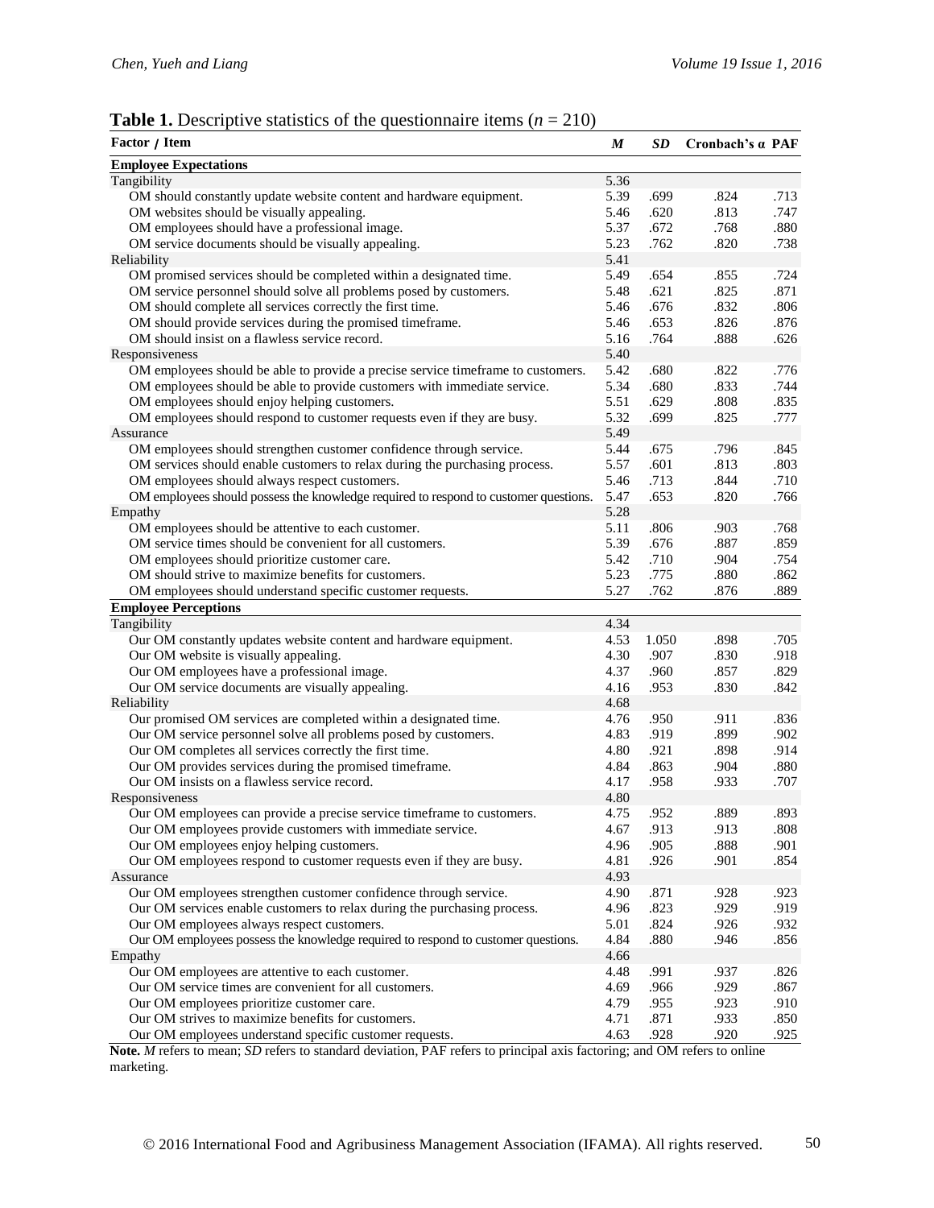**Table 1.** Descriptive statistics of the questionnaire items ($n$ = 210)

| Factor / Item | *M* | *SD* | Cronbach's α | PAF |
|---|---|---|---|---|
| **Employee Expectations** | | | | |
| Tangibility | 5.36 | | | |
| OM should constantly update website content and hardware equipment. | 5.39 | .699 | .824 | .713 |
| OM websites should be visually appealing. | 5.46 | .620 | .813 | .747 |
| OM employees should have a professional image. | 5.37 | .672 | .768 | .880 |
| OM service documents should be visually appealing. | 5.23 | .762 | .820 | .738 |
| Reliability | 5.41 | | | |
| OM promised services should be completed within a designated time. | 5.49 | .654 | .855 | .724 |
| OM service personnel should solve all problems posed by customers. | 5.48 | .621 | .825 | .871 |
| OM should complete all services correctly the first time. | 5.46 | .676 | .832 | .806 |
| OM should provide services during the promised timeframe. | 5.46 | .653 | .826 | .876 |
| OM should insist on a flawless service record. | 5.16 | .764 | .888 | .626 |
| Responsiveness | 5.40 | | | |
| OM employees should be able to provide a precise service timeframe to customers. | 5.42 | .680 | .822 | .776 |
| OM employees should be able to provide customers with immediate service. | 5.34 | .680 | .833 | .744 |
| OM employees should enjoy helping customers. | 5.51 | .629 | .808 | .835 |
| OM employees should respond to customer requests even if they are busy. | 5.32 | .699 | .825 | .777 |
| Assurance | 5.49 | | | |
| OM employees should strengthen customer confidence through service. | 5.44 | .675 | .796 | .845 |
| OM services should enable customers to relax during the purchasing process. | 5.57 | .601 | .813 | .803 |
| OM employees should always respect customers. | 5.46 | .713 | .844 | .710 |
| OM employees should possess the knowledge required to respond to customer questions. | 5.47 | .653 | .820 | .766 |
| Empathy | 5.28 | | | |
| OM employees should be attentive to each customer. | 5.11 | .806 | .903 | .768 |
| OM service times should be convenient for all customers. | 5.39 | .676 | .887 | .859 |
| OM employees should prioritize customer care. | 5.42 | .710 | .904 | .754 |
| OM should strive to maximize benefits for customers. | 5.23 | .775 | .880 | .862 |
| OM employees should understand specific customer requests. | 5.27 | .762 | .876 | .889 |
| **Employee Perceptions** | | | | |
| Tangibility | 4.34 | | | |
| Our OM constantly updates website content and hardware equipment. | 4.53 | 1.050 | .898 | .705 |
| Our OM website is visually appealing. | 4.30 | .907 | .830 | .918 |
| Our OM employees have a professional image. | 4.37 | .960 | .857 | .829 |
| Our OM service documents are visually appealing. | 4.16 | .953 | .830 | .842 |
| Reliability | 4.68 | | | |
| Our promised OM services are completed within a designated time. | 4.76 | .950 | .911 | .836 |
| Our OM service personnel solve all problems posed by customers. | 4.83 | .919 | .899 | .902 |
| Our OM completes all services correctly the first time. | 4.80 | .921 | .898 | .914 |
| Our OM provides services during the promised timeframe. | 4.84 | .863 | .904 | .880 |
| Our OM insists on a flawless service record. | 4.17 | .958 | .933 | .707 |
| Responsiveness | 4.80 | | | |
| Our OM employees can provide a precise service timeframe to customers. | 4.75 | .952 | .889 | .893 |
| Our OM employees provide customers with immediate service. | 4.67 | .913 | .913 | .808 |
| Our OM employees enjoy helping customers. | 4.96 | .905 | .888 | .901 |
| Our OM employees respond to customer requests even if they are busy. | 4.81 | .926 | .901 | .854 |
| Assurance | 4.93 | | | |
| Our OM employees strengthen customer confidence through service. | 4.90 | .871 | .928 | .923 |
| Our OM services enable customers to relax during the purchasing process. | 4.96 | .823 | .929 | .919 |
| Our OM employees always respect customers. | 5.01 | .824 | .926 | .932 |
| Our OM employees possess the knowledge required to respond to customer questions. | 4.84 | .880 | .946 | .856 |
| Empathy | 4.66 | | | |
| Our OM employees are attentive to each customer. | 4.48 | .991 | .937 | .826 |
| Our OM service times are convenient for all customers. | 4.69 | .966 | .929 | .867 |
| Our OM employees prioritize customer care. | 4.79 | .955 | .923 | .910 |
| Our OM strives to maximize benefits for customers. | 4.71 | .871 | .933 | .850 |
| Our OM employees understand specific customer requests. | 4.63 | .928 | .920 | .925 |

**Note.** *M* refers to mean; *SD* refers to standard deviation, PAF refers to principal axis factoring; and OM refers to online marketing.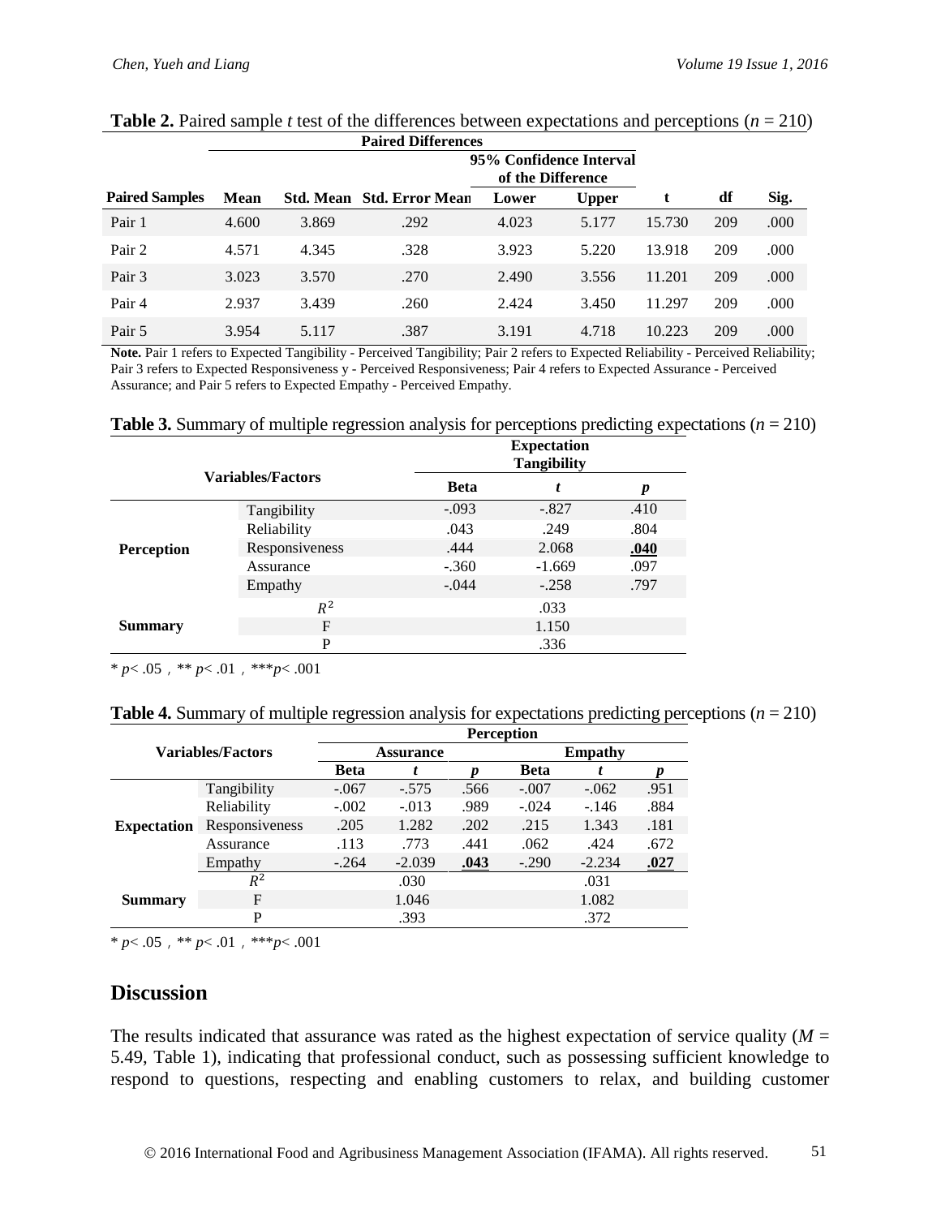**Table 2.** Paired sample *t* test of the differences between expectations and perceptions (*n* = 210)

| Paired Samples | Paired Differences | | | | | t | df | Sig. |
|---|---|---|---|---|---|---|---|---|
| | Mean | Std. Mean | Std. Error Mean | 95% Confidence Interval of the Difference: Lower | Upper | | | |
| Pair 1 | 4.600 | 3.869 | .292 | 4.023 | 5.177 | 15.730 | 209 | .000 |
| Pair 2 | 4.571 | 4.345 | .328 | 3.923 | 5.220 | 13.918 | 209 | .000 |
| Pair 3 | 3.023 | 3.570 | .270 | 2.490 | 3.556 | 11.201 | 209 | .000 |
| Pair 4 | 2.937 | 3.439 | .260 | 2.424 | 3.450 | 11.297 | 209 | .000 |
| Pair 5 | 3.954 | 5.117 | .387 | 3.191 | 4.718 | 10.223 | 209 | .000 |

**Note.** Pair 1 refers to Expected Tangibility - Perceived Tangibility; Pair 2 refers to Expected Reliability - Perceived Reliability; Pair 3 refers to Expected Responsiveness y - Perceived Responsiveness; Pair 4 refers to Expected Assurance - Perceived Assurance; and Pair 5 refers to Expected Empathy - Perceived Empathy.

**Table 3.** Summary of multiple regression analysis for perceptions predicting expectations (*n* = 210)

| Variables/Factors | | Expectation Tangibility | | |
|---|---|---|---|---|
| | | Beta | *t* | *p* |
| Perception | Tangibility | -.093 | -.827 | .410 |
| | Reliability | .043 | .249 | .804 |
| | Responsiveness | .444 | 2.068 | **.040** |
| | Assurance | -.360 | -1.669 | .097 |
| | Empathy | -.044 | -.258 | .797 |
| Summary | $R^2$ | | .033 | |
| | F | | 1.150 | |
| | P | | .336 | |

\* *p*< .05，\*\* *p*< .01，\*\*\**p*< .001

**Table 4.** Summary of multiple regression analysis for expectations predicting perceptions (*n* = 210)

| Variables/Factors | | Perception: Assurance | | | Perception: Empathy | | |
|---|---|---|---|---|---|---|---|
| | | Beta | *t* | *p* | Beta | *t* | *p* |
| Expectation | Tangibility | -.067 | -.575 | .566 | -.007 | -.062 | .951 |
| | Reliability | -.002 | -.013 | .989 | -.024 | -.146 | .884 |
| | Responsiveness | .205 | 1.282 | .202 | .215 | 1.343 | .181 |
| | Assurance | .113 | .773 | .441 | .062 | .424 | .672 |
| | Empathy | -.264 | -2.039 | **.043** | -.290 | -2.234 | **.027** |
| Summary | $R^2$ | | .030 | | | .031 | |
| | F | | 1.046 | | | 1.082 | |
| | P | | .393 | | | .372 | |

\* *p*< .05，\*\* *p*< .01，\*\*\**p*< .001

## Discussion

The results indicated that assurance was rated as the highest expectation of service quality (*M* = 5.49, Table 1), indicating that professional conduct, such as possessing sufficient knowledge to respond to questions, respecting and enabling customers to relax, and building customer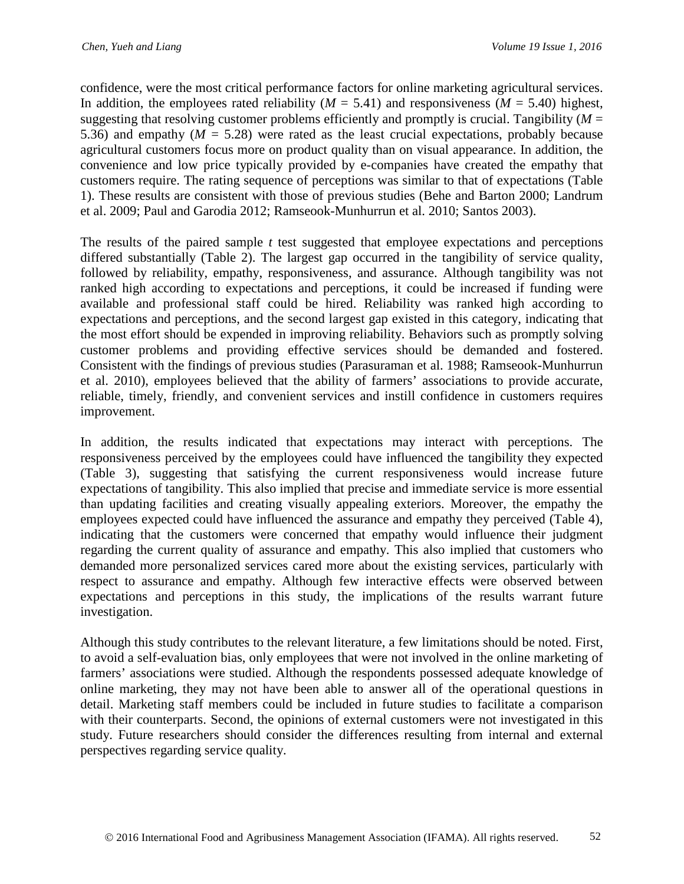confidence, were the most critical performance factors for online marketing agricultural services. In addition, the employees rated reliability ($M$ = 5.41) and responsiveness ($M$ = 5.40) highest, suggesting that resolving customer problems efficiently and promptly is crucial. Tangibility ($M$ = 5.36) and empathy ($M$ = 5.28) were rated as the least crucial expectations, probably because agricultural customers focus more on product quality than on visual appearance. In addition, the convenience and low price typically provided by e-companies have created the empathy that customers require. The rating sequence of perceptions was similar to that of expectations (Table 1). These results are consistent with those of previous studies (Behe and Barton 2000; Landrum et al. 2009; Paul and Garodia 2012; Ramseook-Munhurrun et al. 2010; Santos 2003).

The results of the paired sample $t$ test suggested that employee expectations and perceptions differed substantially (Table 2). The largest gap occurred in the tangibility of service quality, followed by reliability, empathy, responsiveness, and assurance. Although tangibility was not ranked high according to expectations and perceptions, it could be increased if funding were available and professional staff could be hired. Reliability was ranked high according to expectations and perceptions, and the second largest gap existed in this category, indicating that the most effort should be expended in improving reliability. Behaviors such as promptly solving customer problems and providing effective services should be demanded and fostered. Consistent with the findings of previous studies (Parasuraman et al. 1988; Ramseook-Munhurrun et al. 2010), employees believed that the ability of farmers' associations to provide accurate, reliable, timely, friendly, and convenient services and instill confidence in customers requires improvement.

In addition, the results indicated that expectations may interact with perceptions. The responsiveness perceived by the employees could have influenced the tangibility they expected (Table 3), suggesting that satisfying the current responsiveness would increase future expectations of tangibility. This also implied that precise and immediate service is more essential than updating facilities and creating visually appealing exteriors. Moreover, the empathy the employees expected could have influenced the assurance and empathy they perceived (Table 4), indicating that the customers were concerned that empathy would influence their judgment regarding the current quality of assurance and empathy. This also implied that customers who demanded more personalized services cared more about the existing services, particularly with respect to assurance and empathy. Although few interactive effects were observed between expectations and perceptions in this study, the implications of the results warrant future investigation.

Although this study contributes to the relevant literature, a few limitations should be noted. First, to avoid a self-evaluation bias, only employees that were not involved in the online marketing of farmers' associations were studied. Although the respondents possessed adequate knowledge of online marketing, they may not have been able to answer all of the operational questions in detail. Marketing staff members could be included in future studies to facilitate a comparison with their counterparts. Second, the opinions of external customers were not investigated in this study. Future researchers should consider the differences resulting from internal and external perspectives regarding service quality.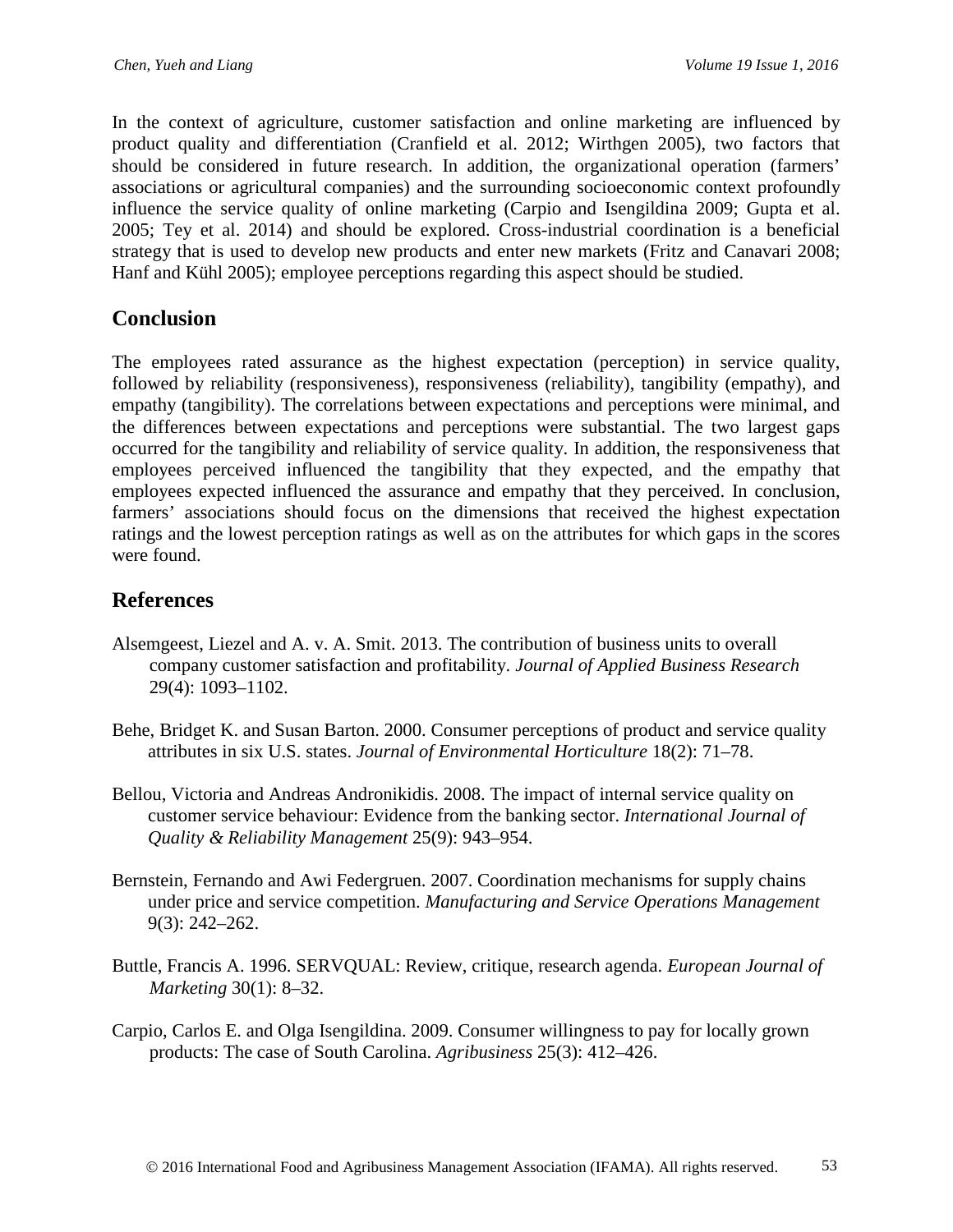In the context of agriculture, customer satisfaction and online marketing are influenced by product quality and differentiation (Cranfield et al. 2012; Wirthgen 2005), two factors that should be considered in future research. In addition, the organizational operation (farmers' associations or agricultural companies) and the surrounding socioeconomic context profoundly influence the service quality of online marketing (Carpio and Isengildina 2009; Gupta et al. 2005; Tey et al. 2014) and should be explored. Cross-industrial coordination is a beneficial strategy that is used to develop new products and enter new markets (Fritz and Canavari 2008; Hanf and Kühl 2005); employee perceptions regarding this aspect should be studied.

## Conclusion

The employees rated assurance as the highest expectation (perception) in service quality, followed by reliability (responsiveness), responsiveness (reliability), tangibility (empathy), and empathy (tangibility). The correlations between expectations and perceptions were minimal, and the differences between expectations and perceptions were substantial. The two largest gaps occurred for the tangibility and reliability of service quality. In addition, the responsiveness that employees perceived influenced the tangibility that they expected, and the empathy that employees expected influenced the assurance and empathy that they perceived. In conclusion, farmers' associations should focus on the dimensions that received the highest expectation ratings and the lowest perception ratings as well as on the attributes for which gaps in the scores were found.

## References

Alsemgeest, Liezel and A. v. A. Smit. 2013. The contribution of business units to overall company customer satisfaction and profitability. *Journal of Applied Business Research* 29(4): 1093–1102.

Behe, Bridget K. and Susan Barton. 2000. Consumer perceptions of product and service quality attributes in six U.S. states. *Journal of Environmental Horticulture* 18(2): 71–78.

Bellou, Victoria and Andreas Andronikidis. 2008. The impact of internal service quality on customer service behaviour: Evidence from the banking sector. *International Journal of Quality & Reliability Management* 25(9): 943–954.

Bernstein, Fernando and Awi Federgruen. 2007. Coordination mechanisms for supply chains under price and service competition. *Manufacturing and Service Operations Management* 9(3): 242–262.

Buttle, Francis A. 1996. SERVQUAL: Review, critique, research agenda. *European Journal of Marketing* 30(1): 8–32.

Carpio, Carlos E. and Olga Isengildina. 2009. Consumer willingness to pay for locally grown products: The case of South Carolina. *Agribusiness* 25(3): 412–426.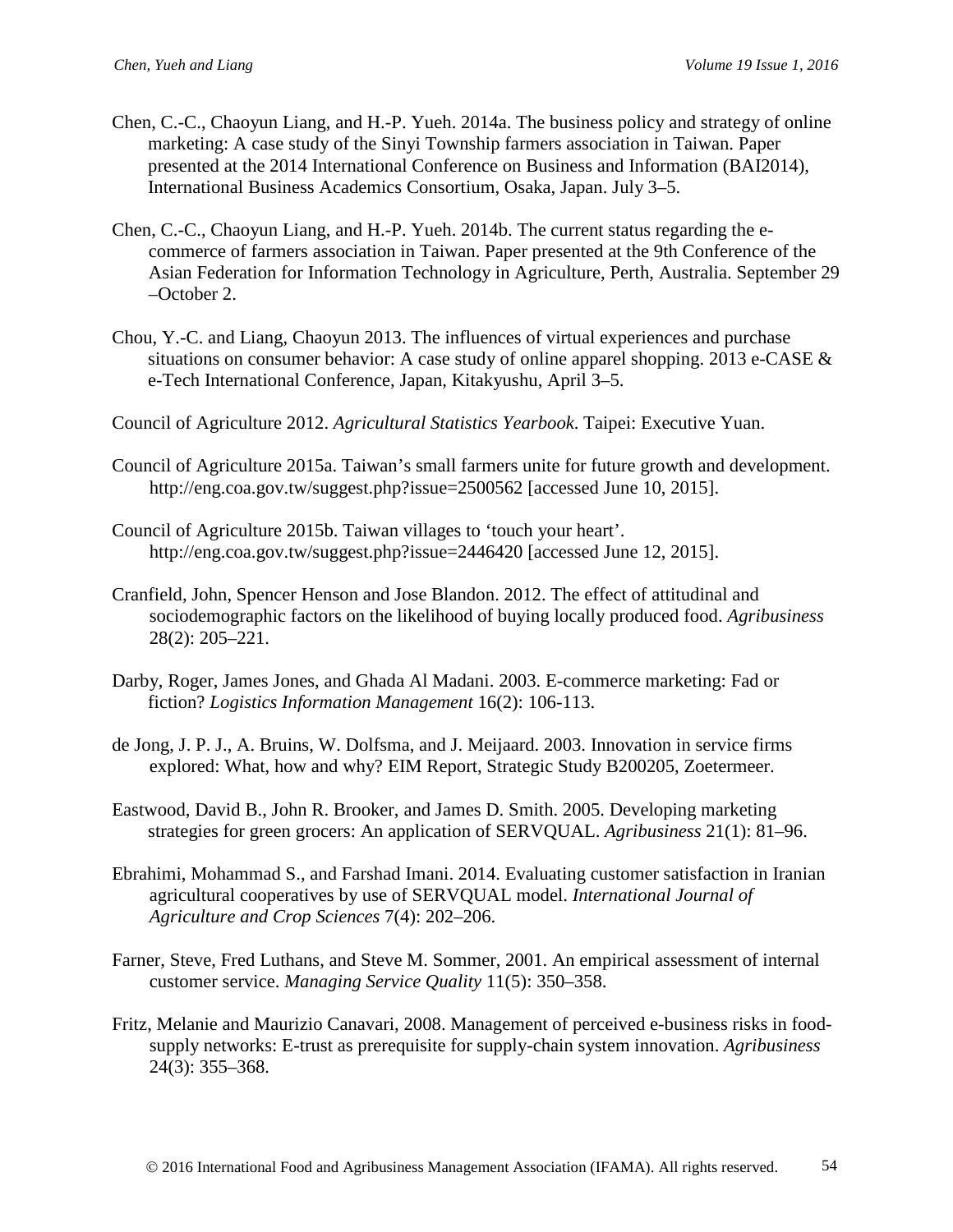Chen, C.-C., Chaoyun Liang, and H.-P. Yueh. 2014a. The business policy and strategy of online marketing: A case study of the Sinyi Township farmers association in Taiwan. Paper presented at the 2014 International Conference on Business and Information (BAI2014), International Business Academics Consortium, Osaka, Japan. July 3–5.

Chen, C.-C., Chaoyun Liang, and H.-P. Yueh. 2014b. The current status regarding the e-commerce of farmers association in Taiwan. Paper presented at the 9th Conference of the Asian Federation for Information Technology in Agriculture, Perth, Australia. September 29 –October 2.

Chou, Y.-C. and Liang, Chaoyun 2013. The influences of virtual experiences and purchase situations on consumer behavior: A case study of online apparel shopping. 2013 e-CASE & e-Tech International Conference, Japan, Kitakyushu, April 3–5.

Council of Agriculture 2012. *Agricultural Statistics Yearbook*. Taipei: Executive Yuan.

Council of Agriculture 2015a. Taiwan's small farmers unite for future growth and development. http://eng.coa.gov.tw/suggest.php?issue=2500562 [accessed June 10, 2015].

Council of Agriculture 2015b. Taiwan villages to 'touch your heart'. http://eng.coa.gov.tw/suggest.php?issue=2446420 [accessed June 12, 2015].

Cranfield, John, Spencer Henson and Jose Blandon. 2012. The effect of attitudinal and sociodemographic factors on the likelihood of buying locally produced food. *Agribusiness* 28(2): 205–221.

Darby, Roger, James Jones, and Ghada Al Madani. 2003. E-commerce marketing: Fad or fiction? *Logistics Information Management* 16(2): 106-113.

de Jong, J. P. J., A. Bruins, W. Dolfsma, and J. Meijaard. 2003. Innovation in service firms explored: What, how and why? EIM Report, Strategic Study B200205, Zoetermeer.

Eastwood, David B., John R. Brooker, and James D. Smith. 2005. Developing marketing strategies for green grocers: An application of SERVQUAL. *Agribusiness* 21(1): 81–96.

Ebrahimi, Mohammad S., and Farshad Imani. 2014. Evaluating customer satisfaction in Iranian agricultural cooperatives by use of SERVQUAL model. *International Journal of Agriculture and Crop Sciences* 7(4): 202–206.

Farner, Steve, Fred Luthans, and Steve M. Sommer, 2001. An empirical assessment of internal customer service. *Managing Service Quality* 11(5): 350–358.

Fritz, Melanie and Maurizio Canavari, 2008. Management of perceived e-business risks in food-supply networks: E-trust as prerequisite for supply-chain system innovation. *Agribusiness* 24(3): 355–368.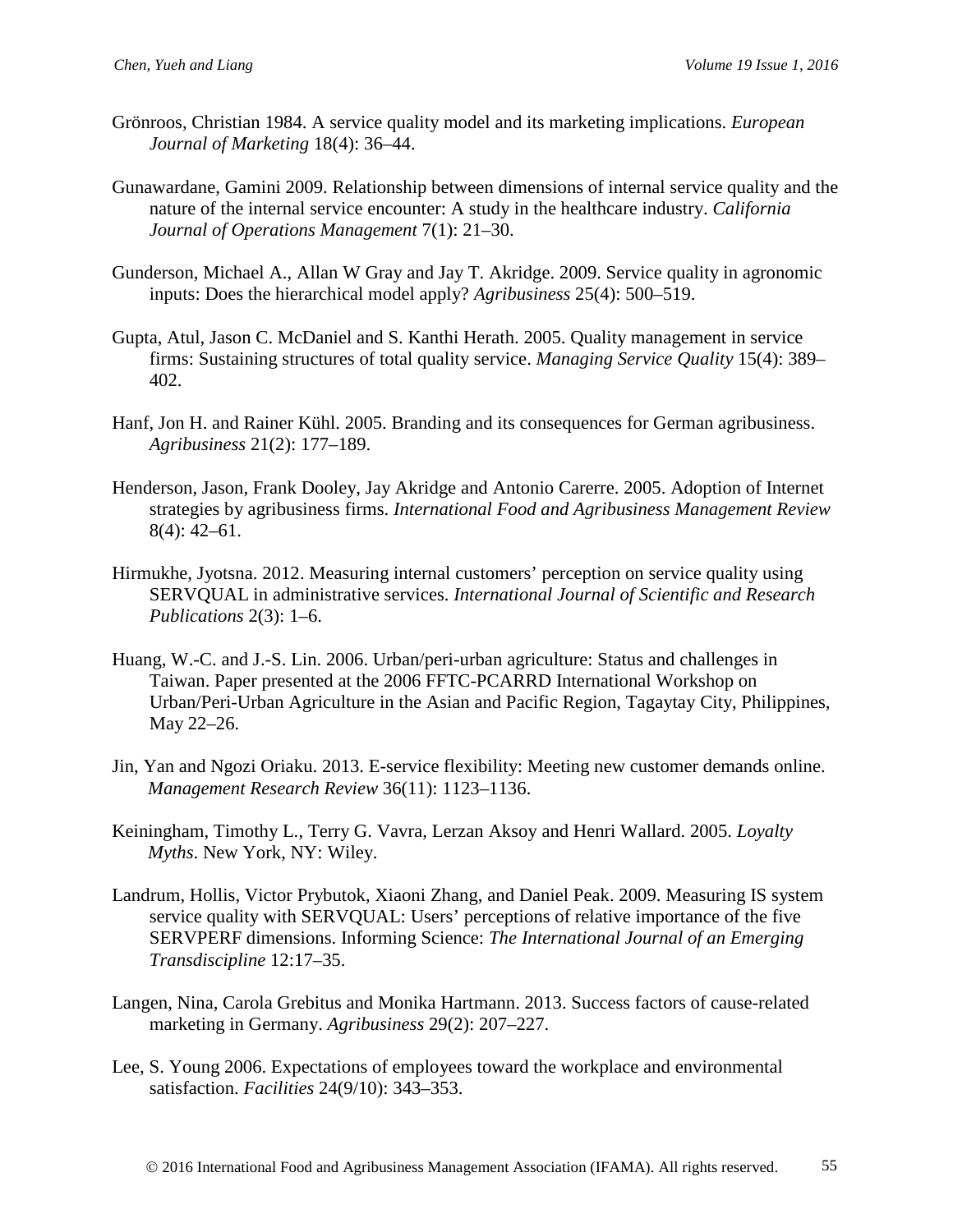Grönroos, Christian 1984. A service quality model and its marketing implications. *European Journal of Marketing* 18(4): 36–44.

Gunawardane, Gamini 2009. Relationship between dimensions of internal service quality and the nature of the internal service encounter: A study in the healthcare industry. *California Journal of Operations Management* 7(1): 21–30.

Gunderson, Michael A., Allan W Gray and Jay T. Akridge. 2009. Service quality in agronomic inputs: Does the hierarchical model apply? *Agribusiness* 25(4): 500–519.

Gupta, Atul, Jason C. McDaniel and S. Kanthi Herath. 2005. Quality management in service firms: Sustaining structures of total quality service. *Managing Service Quality* 15(4): 389–402.

Hanf, Jon H. and Rainer Kühl. 2005. Branding and its consequences for German agribusiness. *Agribusiness* 21(2): 177–189.

Henderson, Jason, Frank Dooley, Jay Akridge and Antonio Carerre. 2005. Adoption of Internet strategies by agribusiness firms. *International Food and Agribusiness Management Review* 8(4): 42–61.

Hirmukhe, Jyotsna. 2012. Measuring internal customers' perception on service quality using SERVQUAL in administrative services. *International Journal of Scientific and Research Publications* 2(3): 1–6.

Huang, W.-C. and J.-S. Lin. 2006. Urban/peri-urban agriculture: Status and challenges in Taiwan. Paper presented at the 2006 FFTC-PCARRD International Workshop on Urban/Peri-Urban Agriculture in the Asian and Pacific Region, Tagaytay City, Philippines, May 22–26.

Jin, Yan and Ngozi Oriaku. 2013. E-service flexibility: Meeting new customer demands online. *Management Research Review* 36(11): 1123–1136.

Keiningham, Timothy L., Terry G. Vavra, Lerzan Aksoy and Henri Wallard. 2005. *Loyalty Myths*. New York, NY: Wiley.

Landrum, Hollis, Victor Prybutok, Xiaoni Zhang, and Daniel Peak. 2009. Measuring IS system service quality with SERVQUAL: Users' perceptions of relative importance of the five SERVPERF dimensions. Informing Science: *The International Journal of an Emerging Transdiscipline* 12:17–35.

Langen, Nina, Carola Grebitus and Monika Hartmann. 2013. Success factors of cause-related marketing in Germany. *Agribusiness* 29(2): 207–227.

Lee, S. Young 2006. Expectations of employees toward the workplace and environmental satisfaction. *Facilities* 24(9/10): 343–353.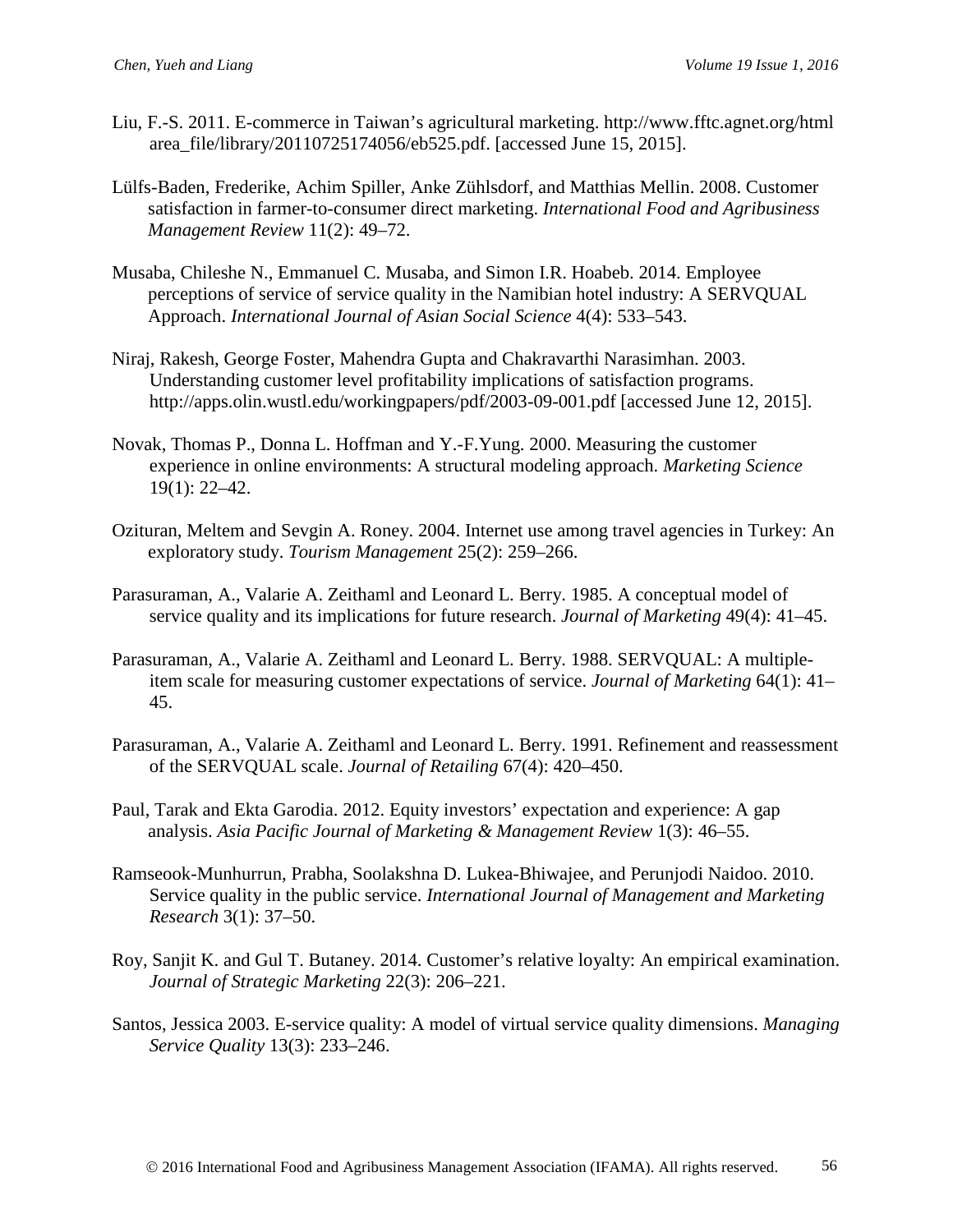Liu, F.-S. 2011. E-commerce in Taiwan's agricultural marketing. http://www.fftc.agnet.org/html area_file/library/20110725174056/eb525.pdf. [accessed June 15, 2015].

Lülfs-Baden, Frederike, Achim Spiller, Anke Zühlsdorf, and Matthias Mellin. 2008. Customer satisfaction in farmer-to-consumer direct marketing. *International Food and Agribusiness Management Review* 11(2): 49–72.

Musaba, Chileshe N., Emmanuel C. Musaba, and Simon I.R. Hoabeb. 2014. Employee perceptions of service of service quality in the Namibian hotel industry: A SERVQUAL Approach. *International Journal of Asian Social Science* 4(4): 533–543.

Niraj, Rakesh, George Foster, Mahendra Gupta and Chakravarthi Narasimhan. 2003. Understanding customer level profitability implications of satisfaction programs. http://apps.olin.wustl.edu/workingpapers/pdf/2003-09-001.pdf [accessed June 12, 2015].

Novak, Thomas P., Donna L. Hoffman and Y.-F.Yung. 2000. Measuring the customer experience in online environments: A structural modeling approach. *Marketing Science* 19(1): 22–42.

Ozituran, Meltem and Sevgin A. Roney. 2004. Internet use among travel agencies in Turkey: An exploratory study. *Tourism Management* 25(2): 259–266.

Parasuraman, A., Valarie A. Zeithaml and Leonard L. Berry. 1985. A conceptual model of service quality and its implications for future research. *Journal of Marketing* 49(4): 41–45.

Parasuraman, A., Valarie A. Zeithaml and Leonard L. Berry. 1988. SERVQUAL: A multiple-item scale for measuring customer expectations of service. *Journal of Marketing* 64(1): 41–45.

Parasuraman, A., Valarie A. Zeithaml and Leonard L. Berry. 1991. Refinement and reassessment of the SERVQUAL scale. *Journal of Retailing* 67(4): 420–450.

Paul, Tarak and Ekta Garodia. 2012. Equity investors' expectation and experience: A gap analysis. *Asia Pacific Journal of Marketing & Management Review* 1(3): 46–55.

Ramseook-Munhurrun, Prabha, Soolakshna D. Lukea-Bhiwajee, and Perunjodi Naidoo. 2010. Service quality in the public service. *International Journal of Management and Marketing Research* 3(1): 37–50.

Roy, Sanjit K. and Gul T. Butaney. 2014. Customer's relative loyalty: An empirical examination. *Journal of Strategic Marketing* 22(3): 206–221.

Santos, Jessica 2003. E-service quality: A model of virtual service quality dimensions. *Managing Service Quality* 13(3): 233–246.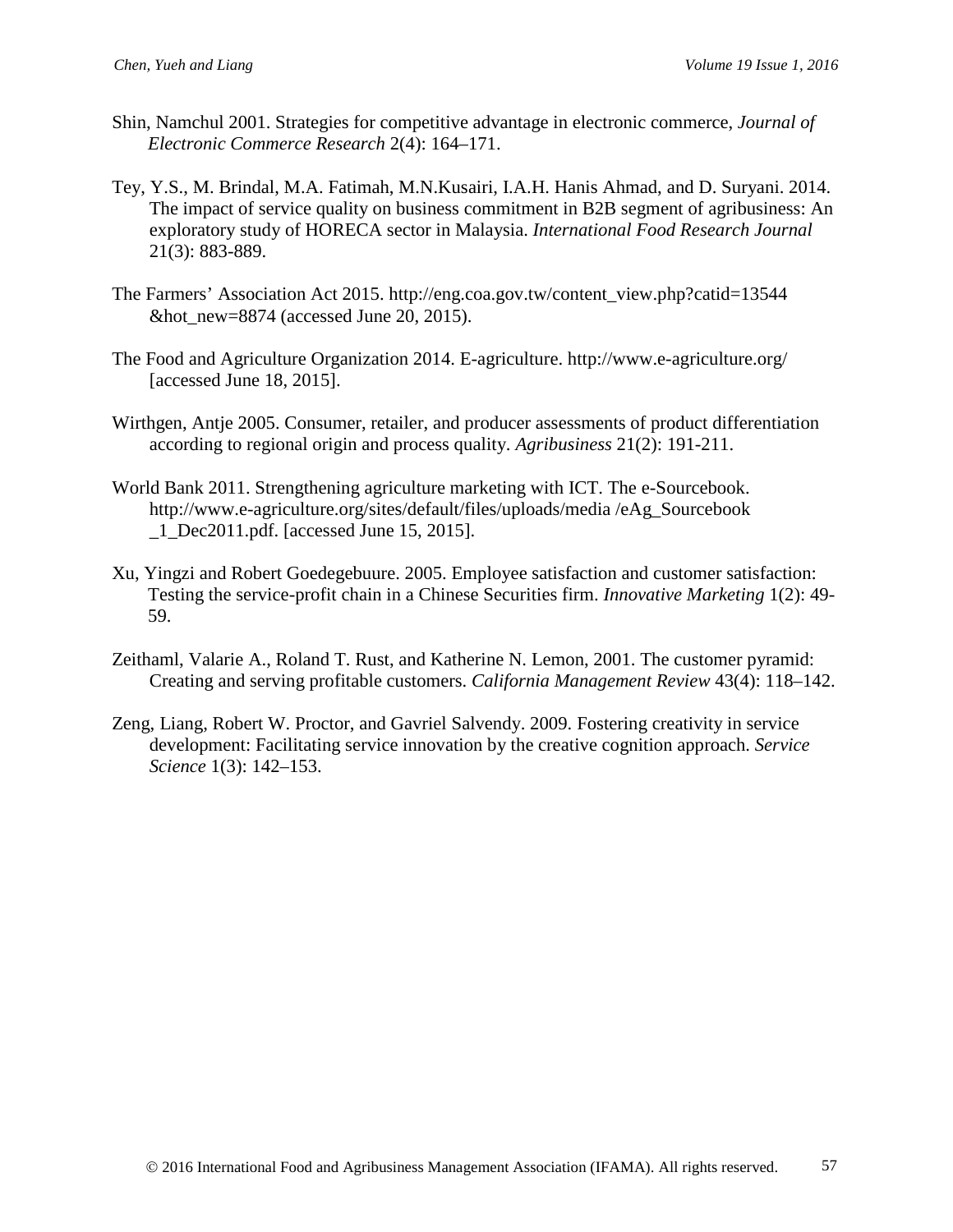Shin, Namchul 2001. Strategies for competitive advantage in electronic commerce, *Journal of Electronic Commerce Research* 2(4): 164–171.

Tey, Y.S., M. Brindal, M.A. Fatimah, M.N.Kusairi, I.A.H. Hanis Ahmad, and D. Suryani. 2014. The impact of service quality on business commitment in B2B segment of agribusiness: An exploratory study of HORECA sector in Malaysia. *International Food Research Journal* 21(3): 883-889.

The Farmers' Association Act 2015. http://eng.coa.gov.tw/content_view.php?catid=13544 &hot_new=8874 (accessed June 20, 2015).

The Food and Agriculture Organization 2014. E-agriculture. http://www.e-agriculture.org/ [accessed June 18, 2015].

Wirthgen, Antje 2005. Consumer, retailer, and producer assessments of product differentiation according to regional origin and process quality. *Agribusiness* 21(2): 191-211.

World Bank 2011. Strengthening agriculture marketing with ICT. The e-Sourcebook. http://www.e-agriculture.org/sites/default/files/uploads/media /eAg_Sourcebook _1_Dec2011.pdf. [accessed June 15, 2015].

Xu, Yingzi and Robert Goedegebuure. 2005. Employee satisfaction and customer satisfaction: Testing the service-profit chain in a Chinese Securities firm. *Innovative Marketing* 1(2): 49-59.

Zeithaml, Valarie A., Roland T. Rust, and Katherine N. Lemon, 2001. The customer pyramid: Creating and serving profitable customers. *California Management Review* 43(4): 118–142.

Zeng, Liang, Robert W. Proctor, and Gavriel Salvendy. 2009. Fostering creativity in service development: Facilitating service innovation by the creative cognition approach. *Service Science* 1(3): 142–153.